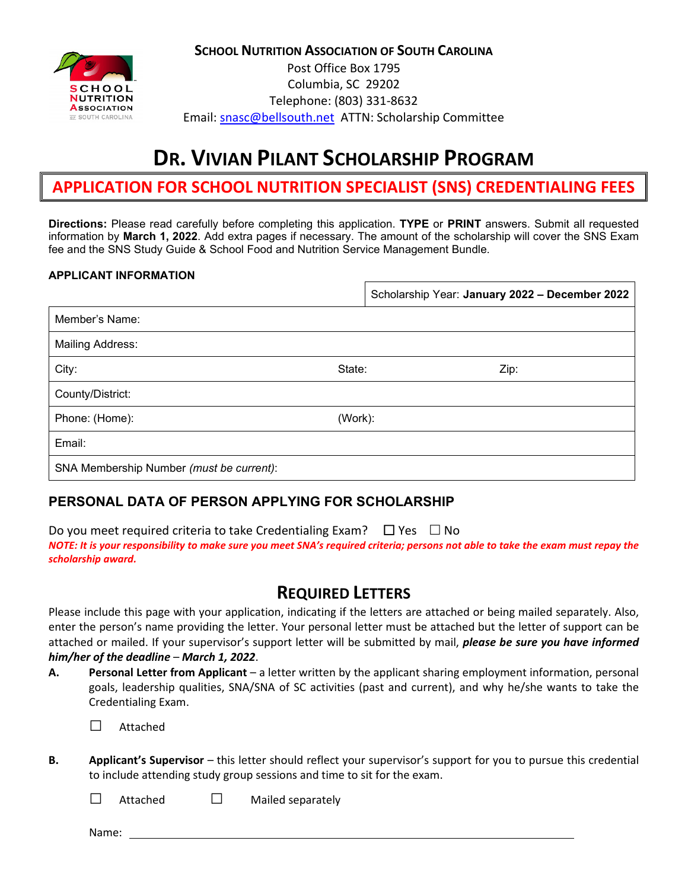**SCHOOL NUTRITION ASSOCIATION OF SOUTH CAROLINA**
Post Office Box 1795
Columbia, SC 29202
Telephone: (803) 331-8632
Email: snasc@bellsouth.net ATTN: Scholarship Committee

# DR. VIVIAN PILANT SCHOLARSHIP PROGRAM

## APPLICATION FOR SCHOOL NUTRITION SPECIALIST (SNS) CREDENTIALING FEES

**Directions:** Please read carefully before completing this application. **TYPE** or **PRINT** answers. Submit all requested information by **March 1, 2022**. Add extra pages if necessary. The amount of the scholarship will cover the SNS Exam fee and the SNS Study Guide & School Food and Nutrition Service Management Bundle.

**APPLICANT INFORMATION**

| | | |
|---|---|---|
| | Scholarship Year: **January 2022 – December 2022** | |
| Member's Name: | | |
| Mailing Address: | | |
| City: | State: | Zip: |
| County/District: | | |
| Phone: (Home): | (Work): | |
| Email: | | |
| SNA Membership Number *(must be current)*: | | |

## PERSONAL DATA OF PERSON APPLYING FOR SCHOLARSHIP

Do you meet required criteria to take Credentialing Exam? ☐ Yes ☐ No

***NOTE: It is your responsibility to make sure you meet SNA's required criteria; persons not able to take the exam must repay the scholarship award.***

## REQUIRED LETTERS

Please include this page with your application, indicating if the letters are attached or being mailed separately. Also, enter the person's name providing the letter. Your personal letter must be attached but the letter of support can be attached or mailed. If your supervisor's support letter will be submitted by mail, ***please be sure you have informed him/her of the deadline** – **March 1, 2022***.

**A.** **Personal Letter from Applicant** – a letter written by the applicant sharing employment information, personal goals, leadership qualities, SNA/SNA of SC activities (past and current), and why he/she wants to take the Credentialing Exam.

☐ Attached

**B.** **Applicant's Supervisor** – this letter should reflect your supervisor's support for you to pursue this credential to include attending study group sessions and time to sit for the exam.

☐ Attached ☐ Mailed separately

Name: ______________________________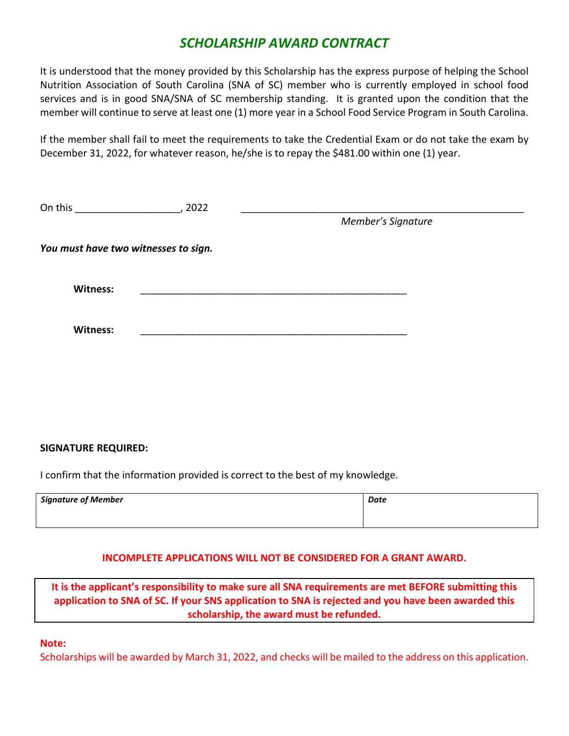# *SCHOLARSHIP AWARD CONTRACT*

It is understood that the money provided by this Scholarship has the express purpose of helping the School Nutrition Association of South Carolina (SNA of SC) member who is currently employed in school food services and is in good SNA/SNA of SC membership standing. It is granted upon the condition that the member will continue to serve at least one (1) more year in a School Food Service Program in South Carolina.

If the member shall fail to meet the requirements to take the Credential Exam or do not take the exam by December 31, 2022, for whatever reason, he/she is to repay the $481.00 within one (1) year.

On this ___________________, 2022 _____________________________________________________

*Member's Signature*

***You must have two witnesses to sign.***

**Witness:** _________________________________________________

**Witness:** _________________________________________________

**SIGNATURE REQUIRED:**

I confirm that the information provided is correct to the best of my knowledge.

| ***Signature of Member*** | ***Date*** |
|---|---|
| | |

**INCOMPLETE APPLICATIONS WILL NOT BE CONSIDERED FOR A GRANT AWARD.**

**It is the applicant's responsibility to make sure all SNA requirements are met BEFORE submitting this application to SNA of SC. If your SNS application to SNA is rejected and you have been awarded this scholarship, the award must be refunded.**

**Note:**

Scholarships will be awarded by March 31, 2022, and checks will be mailed to the address on this application.